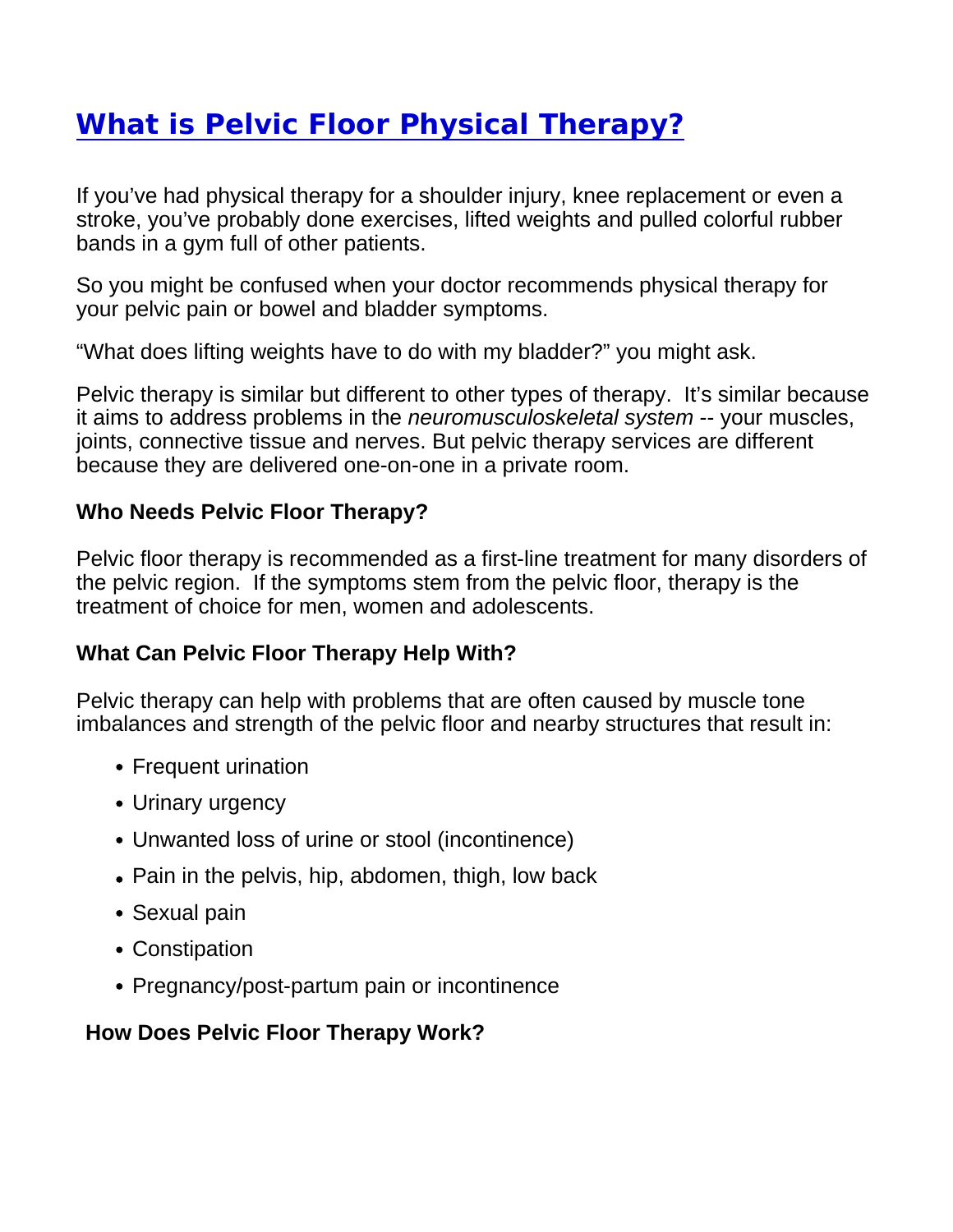# [What is Pelvic Floor Physical Therapy?]()

If you've had physical therapy for a shoulder injury, knee replacement or even a stroke, you've probably done exercises, lifted weights and pulled colorful rubber bands in a gym full of other patients.

So you might be confused when your doctor recommends physical therapy for your pelvic pain or bowel and bladder symptoms.

"What does lifting weights have to do with my bladder?" you might ask.

Pelvic therapy is similar but different to other types of therapy. It's similar because it aims to address problems in the *neuromusculoskeletal system* -- your muscles, joints, connective tissue and nerves. But pelvic therapy services are different because they are delivered one-on-one in a private room.

**Who Needs Pelvic Floor Therapy?**

Pelvic floor therapy is recommended as a first-line treatment for many disorders of the pelvic region. If the symptoms stem from the pelvic floor, therapy is the treatment of choice for men, women and adolescents.

**What Can Pelvic Floor Therapy Help With?**

Pelvic therapy can help with problems that are often caused by muscle tone imbalances and strength of the pelvic floor and nearby structures that result in:

- Frequent urination
- Urinary urgency
- Unwanted loss of urine or stool (incontinence)
- Pain in the pelvis, hip, abdomen, thigh, low back
- Sexual pain
- Constipation
- Pregnancy/post-partum pain or incontinence

**How Does Pelvic Floor Therapy Work?**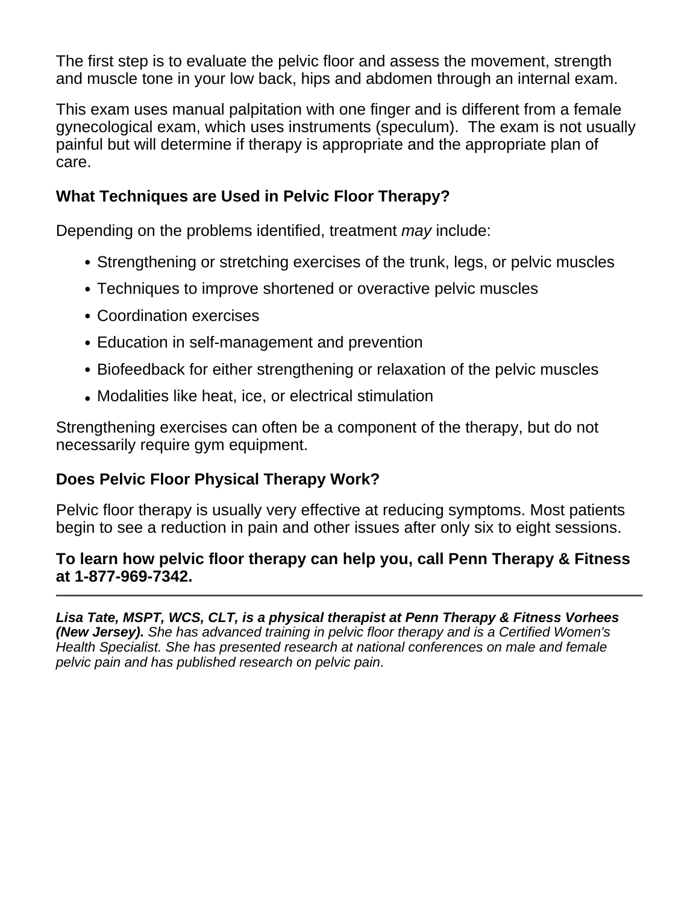The first step is to evaluate the pelvic floor and assess the movement, strength and muscle tone in your low back, hips and abdomen through an internal exam.

This exam uses manual palpitation with one finger and is different from a female gynecological exam, which uses instruments (speculum). The exam is not usually painful but will determine if therapy is appropriate and the appropriate plan of care.

### What Techniques are Used in Pelvic Floor Therapy?

Depending on the problems identified, treatment *may* include:

- Strengthening or stretching exercises of the trunk, legs, or pelvic muscles
- Techniques to improve shortened or overactive pelvic muscles
- Coordination exercises
- Education in self-management and prevention
- Biofeedback for either strengthening or relaxation of the pelvic muscles
- Modalities like heat, ice, or electrical stimulation

Strengthening exercises can often be a component of the therapy, but do not necessarily require gym equipment.

### Does Pelvic Floor Physical Therapy Work?

Pelvic floor therapy is usually very effective at reducing symptoms. Most patients begin to see a reduction in pain and other issues after only six to eight sessions.

**To learn how pelvic floor therapy can help you, call Penn Therapy & Fitness at 1-877-969-7342.**

---

***Lisa Tate, MSPT, WCS, CLT, is a physical therapist at Penn Therapy & Fitness Vorhees (New Jersey).*** *She has advanced training in pelvic floor therapy and is a Certified Women's Health Specialist. She has presented research at national conferences on male and female pelvic pain and has published research on pelvic pain*.